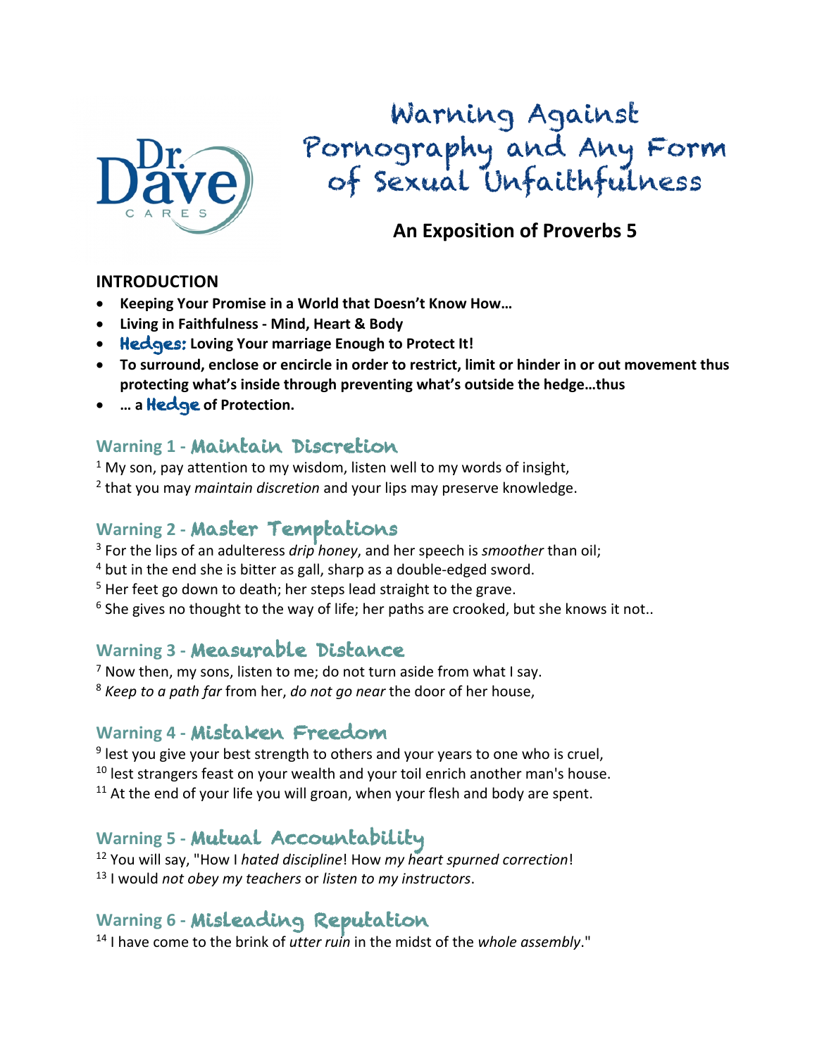Dr. Dave CARES

# Warning Against Pornography and Any Form of Sexual Unfaithfulness

## An Exposition of Proverbs 5

### INTRODUCTION

- **Keeping Your Promise in a World that Doesn't Know How…**
- **Living in Faithfulness - Mind, Heart & Body**
- **Hedges: Loving Your marriage Enough to Protect It!**
- **To surround, enclose or encircle in order to restrict, limit or hinder in or out movement thus protecting what's inside through preventing what's outside the hedge…thus**
- **… a Hedge of Protection.**

### Warning 1 - Maintain Discretion

[1] My son, pay attention to my wisdom, listen well to my words of insight,
[2] that you may *maintain discretion* and your lips may preserve knowledge.

### Warning 2 - Master Temptations

[3] For the lips of an adulteress *drip honey*, and her speech is *smoother* than oil;
[4] but in the end she is bitter as gall, sharp as a double-edged sword.
[5] Her feet go down to death; her steps lead straight to the grave.
[6] She gives no thought to the way of life; her paths are crooked, but she knows it not..

### Warning 3 - Measurable Distance

[7] Now then, my sons, listen to me; do not turn aside from what I say.
[8] *Keep to a path far* from her, *do not go near* the door of her house,

### Warning 4 - Mistaken Freedom

[9] lest you give your best strength to others and your years to one who is cruel,
[10] lest strangers feast on your wealth and your toil enrich another man's house.
[11] At the end of your life you will groan, when your flesh and body are spent.

### Warning 5 - Mutual Accountability

[12] You will say, "How I *hated discipline*! How *my heart spurned correction*!
[13] I would *not obey my teachers* or *listen to my instructors*.

### Warning 6 - Misleading Reputation

[14] I have come to the brink of *utter ruin* in the midst of the *whole assembly*."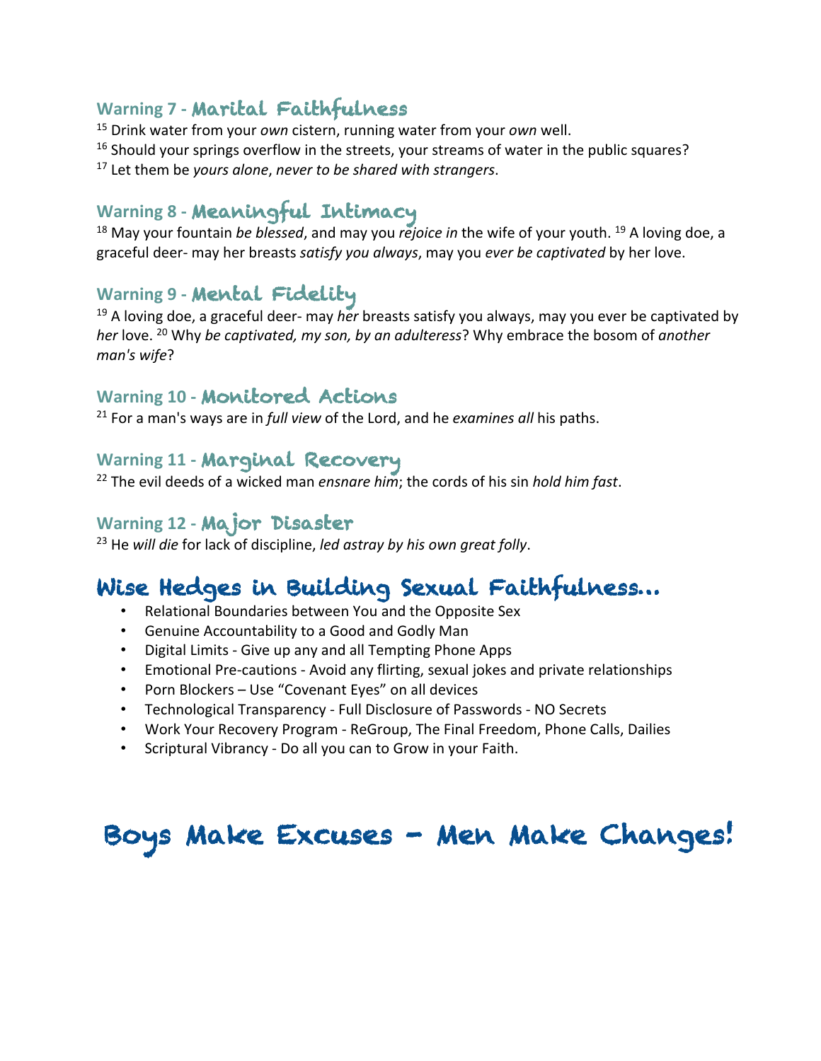### Warning 7 - Marital Faithfulness

[15] Drink water from your *own* cistern, running water from your *own* well.
[16] Should your springs overflow in the streets, your streams of water in the public squares?
[17] Let them be *yours alone*, *never to be shared with strangers*.

### Warning 8 - Meaningful Intimacy

[18] May your fountain *be blessed*, and may you *rejoice in* the wife of your youth. [19] A loving doe, a graceful deer- may her breasts *satisfy you always*, may you *ever be captivated* by her love.

### Warning 9 - Mental Fidelity

[19] A loving doe, a graceful deer- may *her* breasts satisfy you always, may you ever be captivated by *her* love. [20] Why *be captivated, my son, by an adulteress*? Why embrace the bosom of *another man's wife*?

### Warning 10 - Monitored Actions

[21] For a man's ways are in *full view* of the Lord, and he *examines all* his paths.

### Warning 11 - Marginal Recovery

[22] The evil deeds of a wicked man *ensnare him*; the cords of his sin *hold him fast*.

### Warning 12 - Major Disaster

[23] He *will die* for lack of discipline, *led astray by his own great folly*.

## Wise Hedges in Building Sexual Faithfulness…

- Relational Boundaries between You and the Opposite Sex
- Genuine Accountability to a Good and Godly Man
- Digital Limits - Give up any and all Tempting Phone Apps
- Emotional Pre-cautions - Avoid any flirting, sexual jokes and private relationships
- Porn Blockers – Use "Covenant Eyes" on all devices
- Technological Transparency - Full Disclosure of Passwords - NO Secrets
- Work Your Recovery Program - ReGroup, The Final Freedom, Phone Calls, Dailies
- Scriptural Vibrancy - Do all you can to Grow in your Faith.

# Boys Make Excuses – Men Make Changes!